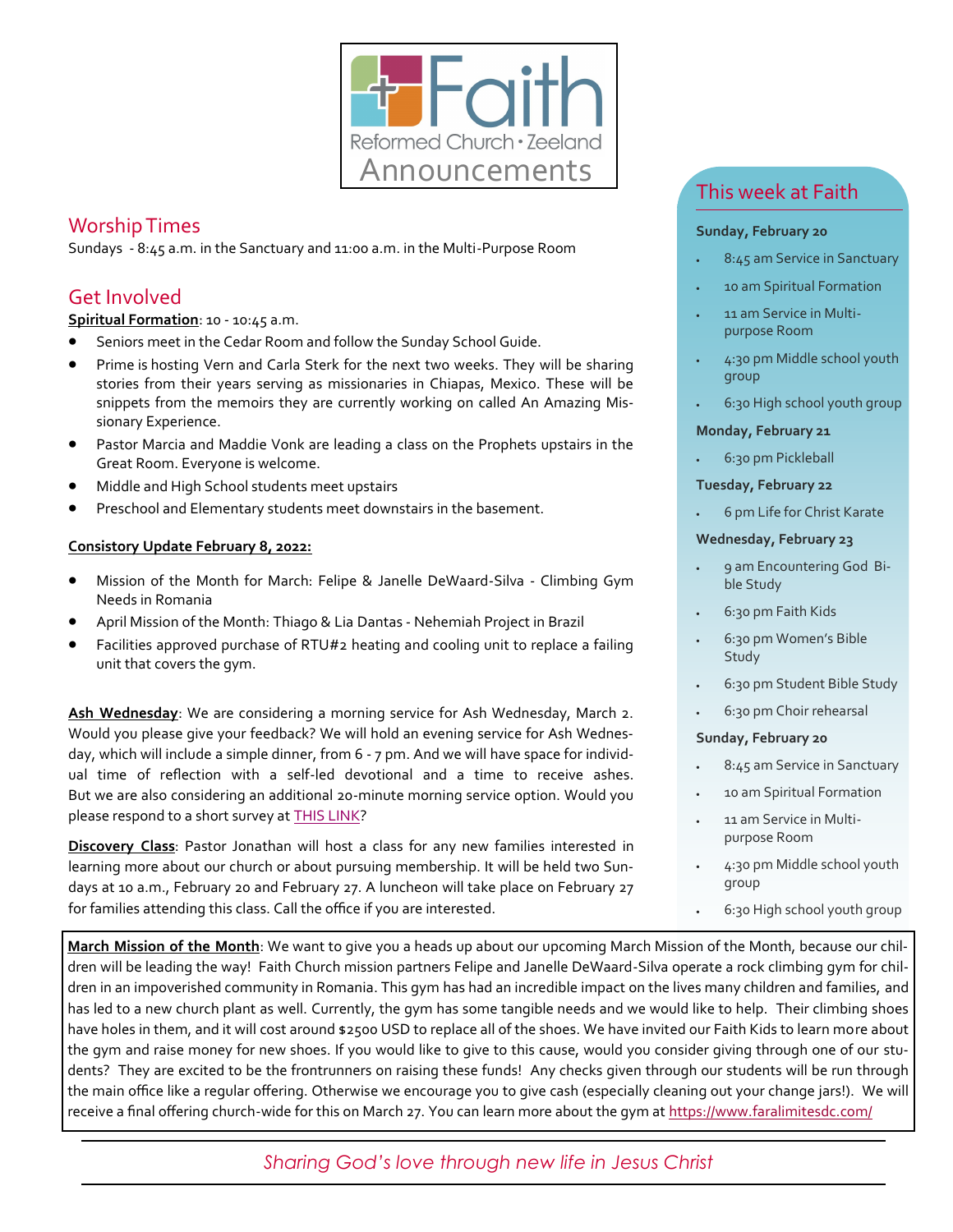# Faith Reformed Church • Zeeland Announcements

## Worship Times

Sundays - 8:45 a.m. in the Sanctuary and 11:00 a.m. in the Multi-Purpose Room

## Get Involved

**Spiritual Formation**: 10 - 10:45 a.m.

- Seniors meet in the Cedar Room and follow the Sunday School Guide.
- Prime is hosting Vern and Carla Sterk for the next two weeks. They will be sharing stories from their years serving as missionaries in Chiapas, Mexico. These will be snippets from the memoirs they are currently working on called An Amazing Missionary Experience.
- Pastor Marcia and Maddie Vonk are leading a class on the Prophets upstairs in the Great Room. Everyone is welcome.
- Middle and High School students meet upstairs
- Preschool and Elementary students meet downstairs in the basement.

**Consistory Update February 8, 2022:**

- Mission of the Month for March: Felipe & Janelle DeWaard-Silva - Climbing Gym Needs in Romania
- April Mission of the Month: Thiago & Lia Dantas - Nehemiah Project in Brazil
- Facilities approved purchase of RTU#2 heating and cooling unit to replace a failing unit that covers the gym.

**Ash Wednesday**: We are considering a morning service for Ash Wednesday, March 2. Would you please give your feedback? We will hold an evening service for Ash Wednesday, which will include a simple dinner, from 6 - 7 pm. And we will have space for individual time of reflection with a self-led devotional and a time to receive ashes. But we are also considering an additional 20-minute morning service option. Would you please respond to a short survey at THIS LINK?

**Discovery Class**: Pastor Jonathan will host a class for any new families interested in learning more about our church or about pursuing membership. It will be held two Sundays at 10 a.m., February 20 and February 27. A luncheon will take place on February 27 for families attending this class. Call the office if you are interested.

## This week at Faith

**Sunday, February 20**

- 8:45 am Service in Sanctuary
- 10 am Spiritual Formation
- 11 am Service in Multi-purpose Room
- 4:30 pm Middle school youth group
- 6:30 High school youth group

**Monday, February 21**

- 6:30 pm Pickleball

**Tuesday, February 22**

- 6 pm Life for Christ Karate

**Wednesday, February 23**

- 9 am Encountering God Bible Study
- 6:30 pm Faith Kids
- 6:30 pm Women's Bible Study
- 6:30 pm Student Bible Study
- 6:30 pm Choir rehearsal

**Sunday, February 20**

- 8:45 am Service in Sanctuary
- 10 am Spiritual Formation
- 11 am Service in Multi-purpose Room
- 4:30 pm Middle school youth group
- 6:30 High school youth group

**March Mission of the Month**: We want to give you a heads up about our upcoming March Mission of the Month, because our children will be leading the way! Faith Church mission partners Felipe and Janelle DeWaard-Silva operate a rock climbing gym for children in an impoverished community in Romania. This gym has had an incredible impact on the lives many children and families, and has led to a new church plant as well. Currently, the gym has some tangible needs and we would like to help. Their climbing shoes have holes in them, and it will cost around $2500 USD to replace all of the shoes. We have invited our Faith Kids to learn more about the gym and raise money for new shoes. If you would like to give to this cause, would you consider giving through one of our students? They are excited to be the frontrunners on raising these funds! Any checks given through our students will be run through the main office like a regular offering. Otherwise we encourage you to give cash (especially cleaning out your change jars!). We will receive a final offering church-wide for this on March 27. You can learn more about the gym at https://www.faralimitesdc.com/

*Sharing God's love through new life in Jesus Christ*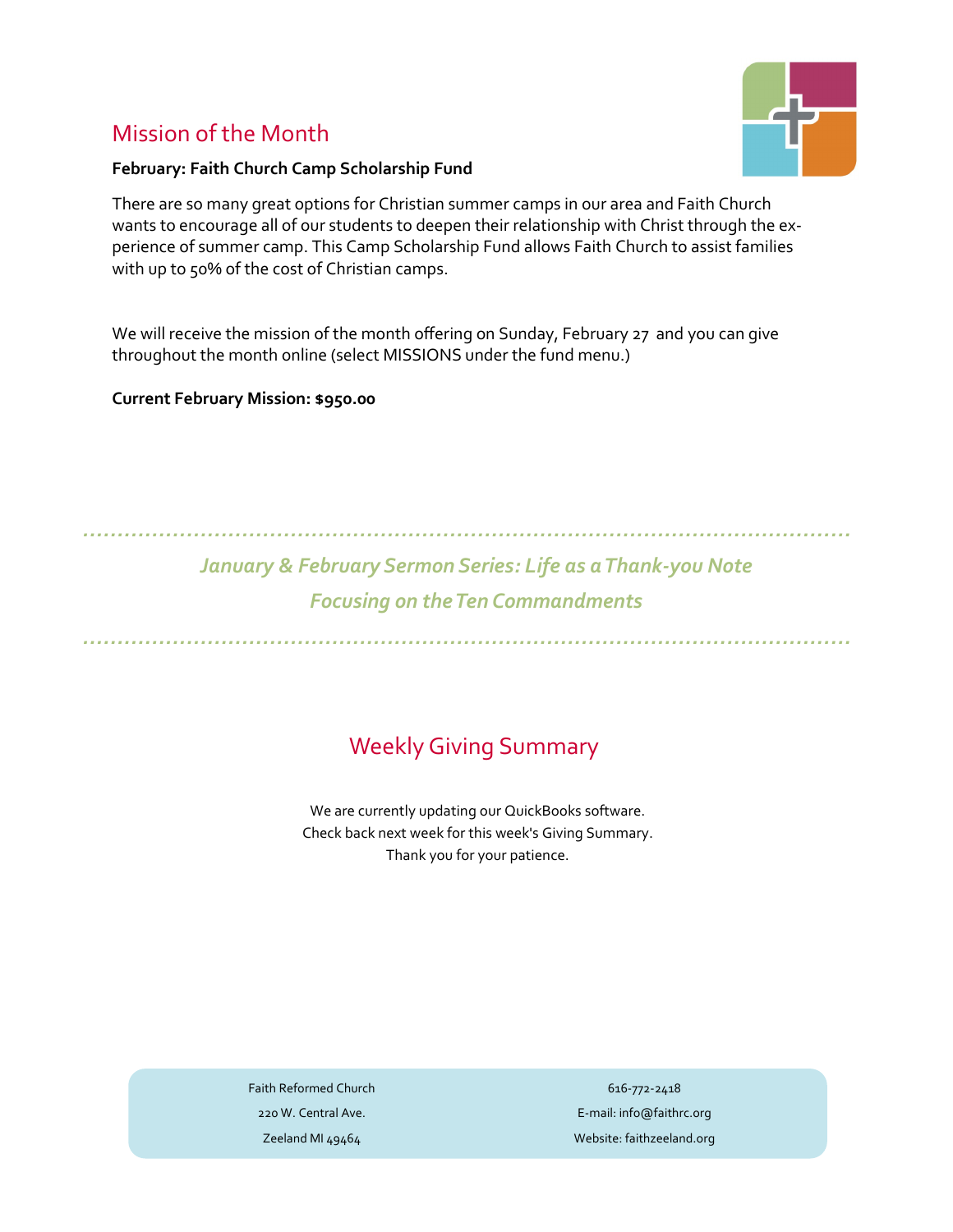## Mission of the Month

**February: Faith Church Camp Scholarship Fund**

There are so many great options for Christian summer camps in our area and Faith Church wants to encourage all of our students to deepen their relationship with Christ through the experience of summer camp. This Camp Scholarship Fund allows Faith Church to assist families with up to 50% of the cost of Christian camps.

We will receive the mission of the month offering on Sunday, February 27 and you can give throughout the month online (select MISSIONS under the fund menu.)

**Current February Mission: $950.00**

*January & February Sermon Series: Life as a Thank-you Note*

*Focusing on the Ten Commandments*

## Weekly Giving Summary

We are currently updating our QuickBooks software.
Check back next week for this week's Giving Summary.
Thank you for your patience.

Faith Reformed Church
220 W. Central Ave.
Zeeland MI 49464

616-772-2418
E-mail: info@faithrc.org
Website: faithzeeland.org